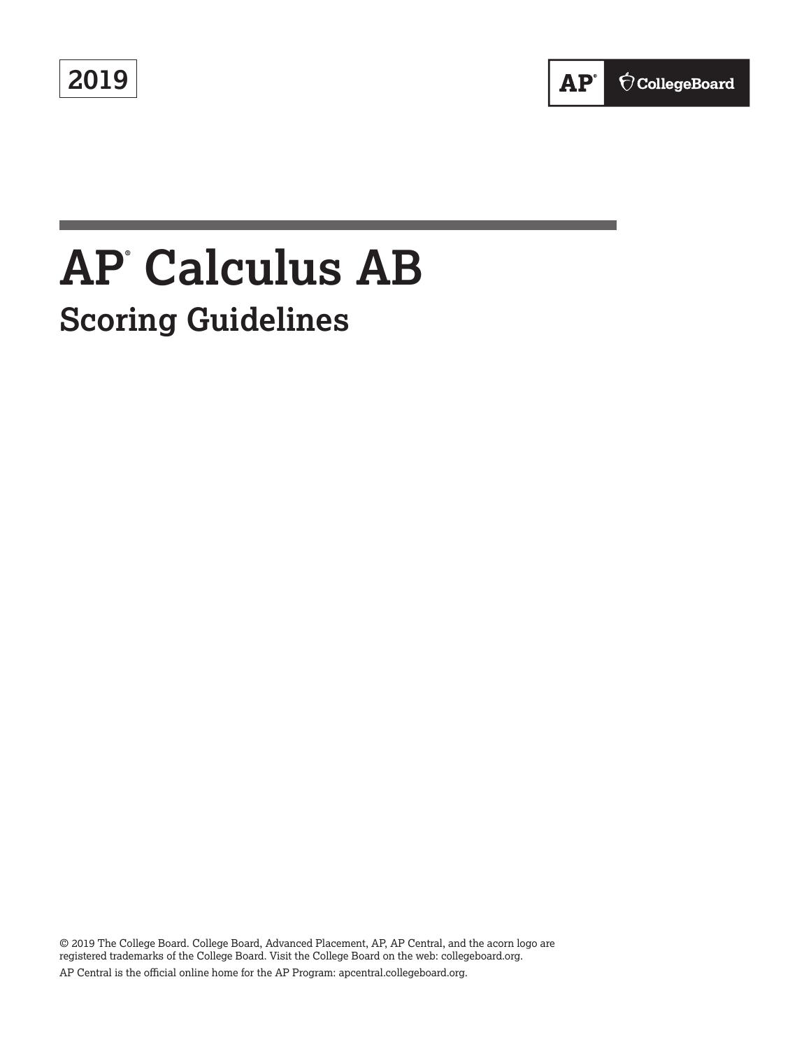2019

AP® CollegeBoard

# AP® Calculus AB

## Scoring Guidelines

© 2019 The College Board. College Board, Advanced Placement, AP, AP Central, and the acorn logo are registered trademarks of the College Board. Visit the College Board on the web: collegeboard.org.

AP Central is the official online home for the AP Program: apcentral.collegeboard.org.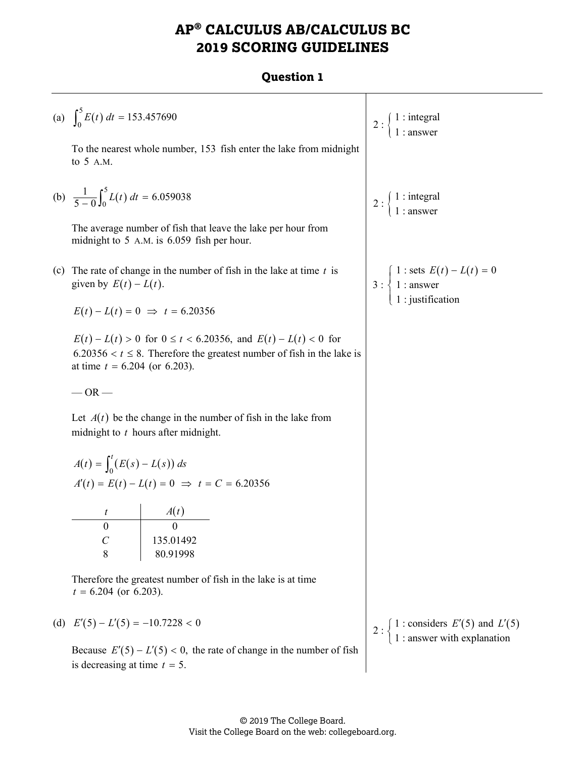# AP® CALCULUS AB/CALCULUS BC
# 2019 SCORING GUIDELINES

## Question 1

(a) $\int_0^5 E(t)\,dt = 153.457690$

To the nearest whole number, 153 fish enter the lake from midnight to 5 A.M.

$2 : \begin{cases} 1 : \text{integral} \\ 1 : \text{answer} \end{cases}$

(b) $\frac{1}{5-0}\int_0^5 L(t)\,dt = 6.059038$

The average number of fish that leave the lake per hour from midnight to 5 A.M. is 6.059 fish per hour.

$2 : \begin{cases} 1 : \text{integral} \\ 1 : \text{answer} \end{cases}$

(c) The rate of change in the number of fish in the lake at time $t$ is given by $E(t) - L(t)$.

$E(t) - L(t) = 0 \Rightarrow t = 6.20356$

$E(t) - L(t) > 0$ for $0 \le t < 6.20356$, and $E(t) - L(t) < 0$ for $6.20356 < t \le 8$. Therefore the greatest number of fish in the lake is at time $t = 6.204$ (or 6.203).

— OR —

Let $A(t)$ be the change in the number of fish in the lake from midnight to $t$ hours after midnight.

$A(t) = \int_0^t (E(s) - L(s))\,ds$

$A'(t) = E(t) - L(t) = 0 \Rightarrow t = C = 6.20356$

| $t$ | $A(t)$ |
|---|---|
| 0 | 0 |
| $C$ | 135.01492 |
| 8 | 80.91998 |

Therefore the greatest number of fish in the lake is at time $t = 6.204$ (or 6.203).

$3 : \begin{cases} 1 : \text{sets } E(t) - L(t) = 0 \\ 1 : \text{answer} \\ 1 : \text{justification} \end{cases}$

(d) $E'(5) - L'(5) = -10.7228 < 0$

Because $E'(5) - L'(5) < 0$, the rate of change in the number of fish is decreasing at time $t = 5$.

$2 : \begin{cases} 1 : \text{considers } E'(5) \text{ and } L'(5) \\ 1 : \text{answer with explanation} \end{cases}$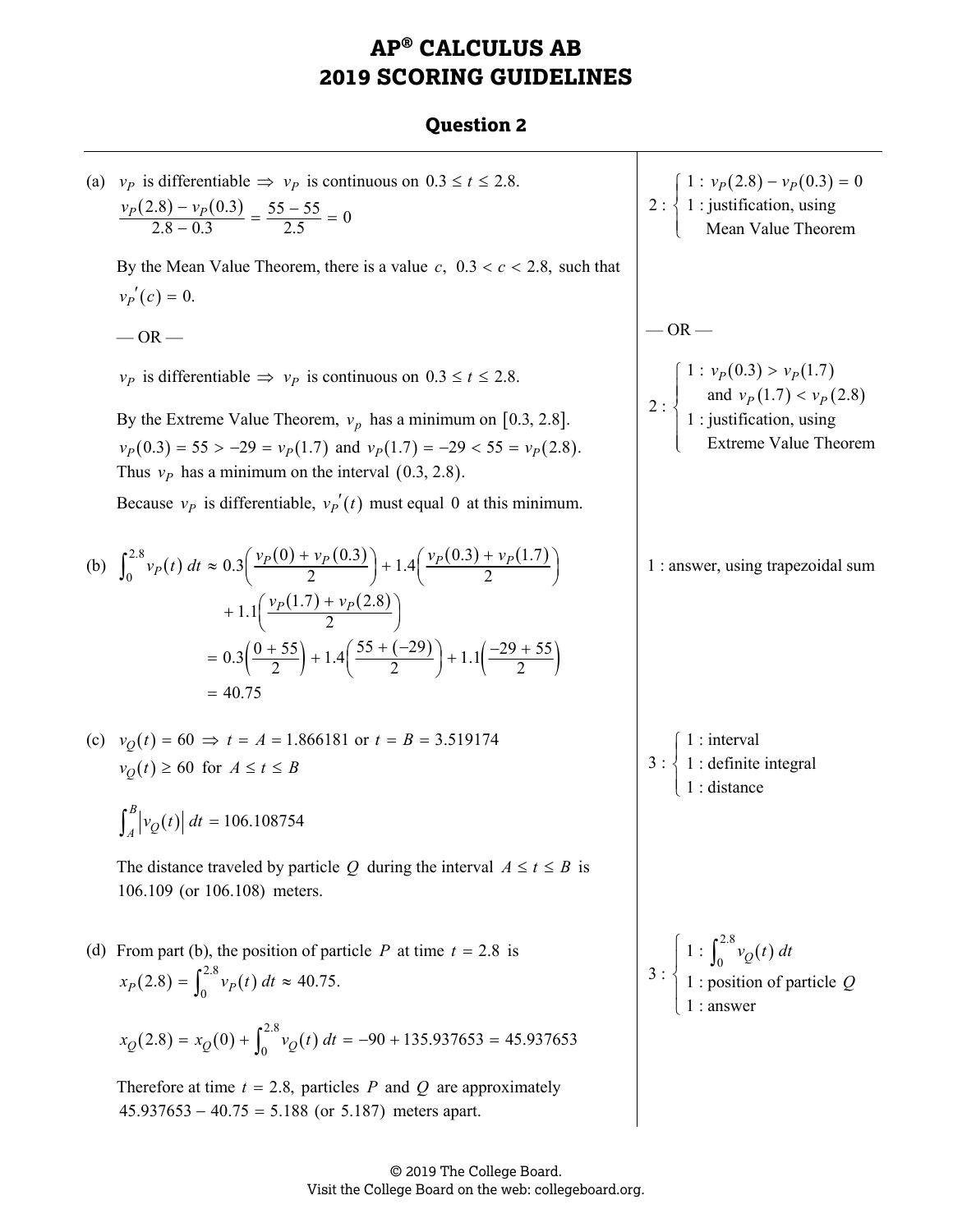# AP® CALCULUS AB
# 2019 SCORING GUIDELINES

## Question 2

(a) $v_P$ is differentiable $\Rightarrow$ $v_P$ is continuous on $0.3 \le t \le 2.8$.

$$\frac{v_P(2.8) - v_P(0.3)}{2.8 - 0.3} = \frac{55 - 55}{2.5} = 0$$

By the Mean Value Theorem, there is a value $c$, $0.3 < c < 2.8$, such that $v_P{}'(c) = 0$.

$$2 : \begin{cases} 1 : v_P(2.8) - v_P(0.3) = 0 \\ 1 : \text{justification, using Mean Value Theorem} \end{cases}$$

— OR —

$v_P$ is differentiable $\Rightarrow$ $v_P$ is continuous on $0.3 \le t \le 2.8$.

By the Extreme Value Theorem, $v_p$ has a minimum on $[0.3, 2.8]$.

$v_P(0.3) = 55 > -29 = v_P(1.7)$ and $v_P(1.7) = -29 < 55 = v_P(2.8)$.

Thus $v_P$ has a minimum on the interval $(0.3, 2.8)$.

Because $v_P$ is differentiable, $v_P{}'(t)$ must equal $0$ at this minimum.

— OR —

$$2 : \begin{cases} 1 : v_P(0.3) > v_P(1.7) \text{ and } v_P(1.7) < v_P(2.8) \\ 1 : \text{justification, using Extreme Value Theorem} \end{cases}$$

(b)

$$\begin{aligned} \int_0^{2.8} v_P(t)\,dt &\approx 0.3\left(\frac{v_P(0) + v_P(0.3)}{2}\right) + 1.4\left(\frac{v_P(0.3) + v_P(1.7)}{2}\right) \\ &\quad + 1.1\left(\frac{v_P(1.7) + v_P(2.8)}{2}\right) \\ &= 0.3\left(\frac{0 + 55}{2}\right) + 1.4\left(\frac{55 + (-29)}{2}\right) + 1.1\left(\frac{-29 + 55}{2}\right) \\ &= 40.75 \end{aligned}$$

1 : answer, using trapezoidal sum

(c) $v_Q(t) = 60 \Rightarrow t = A = 1.866181$ or $t = B = 3.519174$

$v_Q(t) \ge 60$ for $A \le t \le B$

$$\int_A^B \left|v_Q(t)\right|\,dt = 106.108754$$

The distance traveled by particle $Q$ during the interval $A \le t \le B$ is $106.109$ (or $106.108$) meters.

$$3 : \begin{cases} 1 : \text{interval} \\ 1 : \text{definite integral} \\ 1 : \text{distance} \end{cases}$$

(d) From part (b), the position of particle $P$ at time $t = 2.8$ is

$$x_P(2.8) = \int_0^{2.8} v_P(t)\,dt \approx 40.75.$$

$$x_Q(2.8) = x_Q(0) + \int_0^{2.8} v_Q(t)\,dt = -90 + 135.937653 = 45.937653$$

Therefore at time $t = 2.8$, particles $P$ and $Q$ are approximately $45.937653 - 40.75 = 5.188$ (or $5.187$) meters apart.

$$3 : \begin{cases} 1 : \int_0^{2.8} v_Q(t)\,dt \\ 1 : \text{position of particle } Q \\ 1 : \text{answer} \end{cases}$$

© 2019 The College Board.
Visit the College Board on the web: collegeboard.org.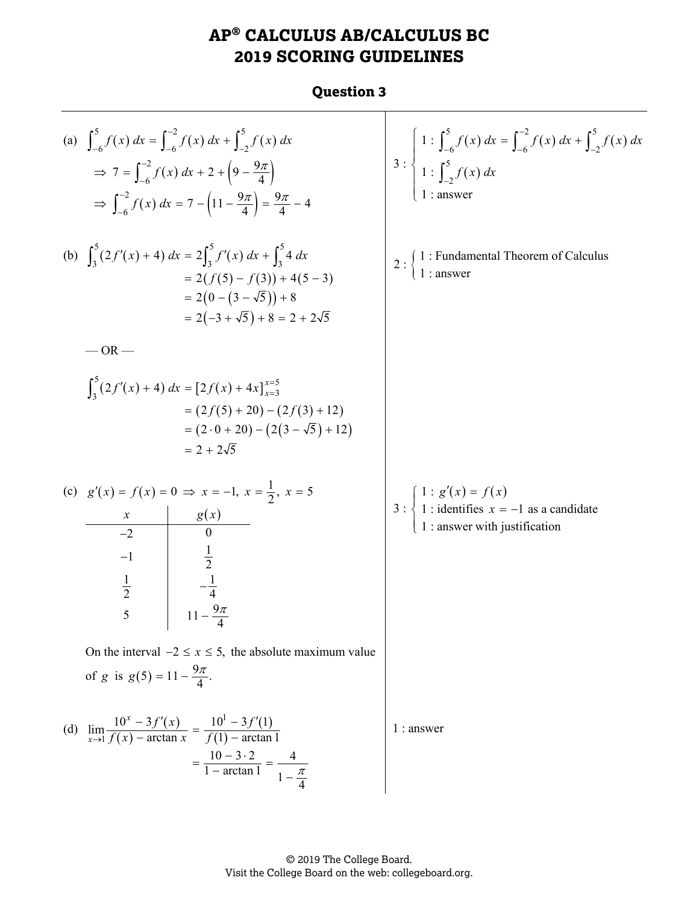# AP® CALCULUS AB/CALCULUS BC
# 2019 SCORING GUIDELINES

## Question 3

(a) $\int_{-6}^{5} f(x)\,dx = \int_{-6}^{-2} f(x)\,dx + \int_{-2}^{5} f(x)\,dx$

$\Rightarrow\ 7 = \int_{-6}^{-2} f(x)\,dx + 2 + \left(9 - \frac{9\pi}{4}\right)$

$\Rightarrow\ \int_{-6}^{-2} f(x)\,dx = 7 - \left(11 - \frac{9\pi}{4}\right) = \frac{9\pi}{4} - 4$

3 : 
- 1 : $\int_{-6}^{5} f(x)\,dx = \int_{-6}^{-2} f(x)\,dx + \int_{-2}^{5} f(x)\,dx$
- 1 : $\int_{-2}^{5} f(x)\,dx$
- 1 : answer

(b) 
$$\begin{aligned}\int_{3}^{5}(2f'(x)+4)\,dx &= 2\int_{3}^{5} f'(x)\,dx + \int_{3}^{5} 4\,dx \\ &= 2(f(5)-f(3)) + 4(5-3) \\ &= 2\left(0-\left(3-\sqrt{5}\right)\right) + 8 \\ &= 2\left(-3+\sqrt{5}\right) + 8 = 2 + 2\sqrt{5}\end{aligned}$$

— OR —

$$\begin{aligned}\int_{3}^{5}(2f'(x)+4)\,dx &= \left[2f(x)+4x\right]_{x=3}^{x=5} \\ &= (2f(5)+20) - (2f(3)+12) \\ &= (2\cdot 0+20) - \left(2\left(3-\sqrt{5}\right)+12\right) \\ &= 2 + 2\sqrt{5}\end{aligned}$$

2 : 
- 1 : Fundamental Theorem of Calculus
- 1 : answer

(c) $g'(x) = f(x) = 0 \Rightarrow x = -1,\ x = \frac{1}{2},\ x = 5$

| $x$ | $g(x)$ |
|---|---|
| $-2$ | $0$ |
| $-1$ | $\frac{1}{2}$ |
| $\frac{1}{2}$ | $-\frac{1}{4}$ |
| $5$ | $11 - \frac{9\pi}{4}$ |

On the interval $-2 \le x \le 5$, the absolute maximum value of $g$ is $g(5) = 11 - \frac{9\pi}{4}$.

3 : 
- 1 : $g'(x) = f(x)$
- 1 : identifies $x = -1$ as a candidate
- 1 : answer with justification

(d) 
$$\begin{aligned}\lim_{x\to 1}\frac{10^x - 3f'(x)}{f(x) - \arctan x} &= \frac{10^1 - 3f'(1)}{f(1) - \arctan 1} \\ &= \frac{10 - 3\cdot 2}{1 - \arctan 1} = \frac{4}{1 - \frac{\pi}{4}}\end{aligned}$$

1 : answer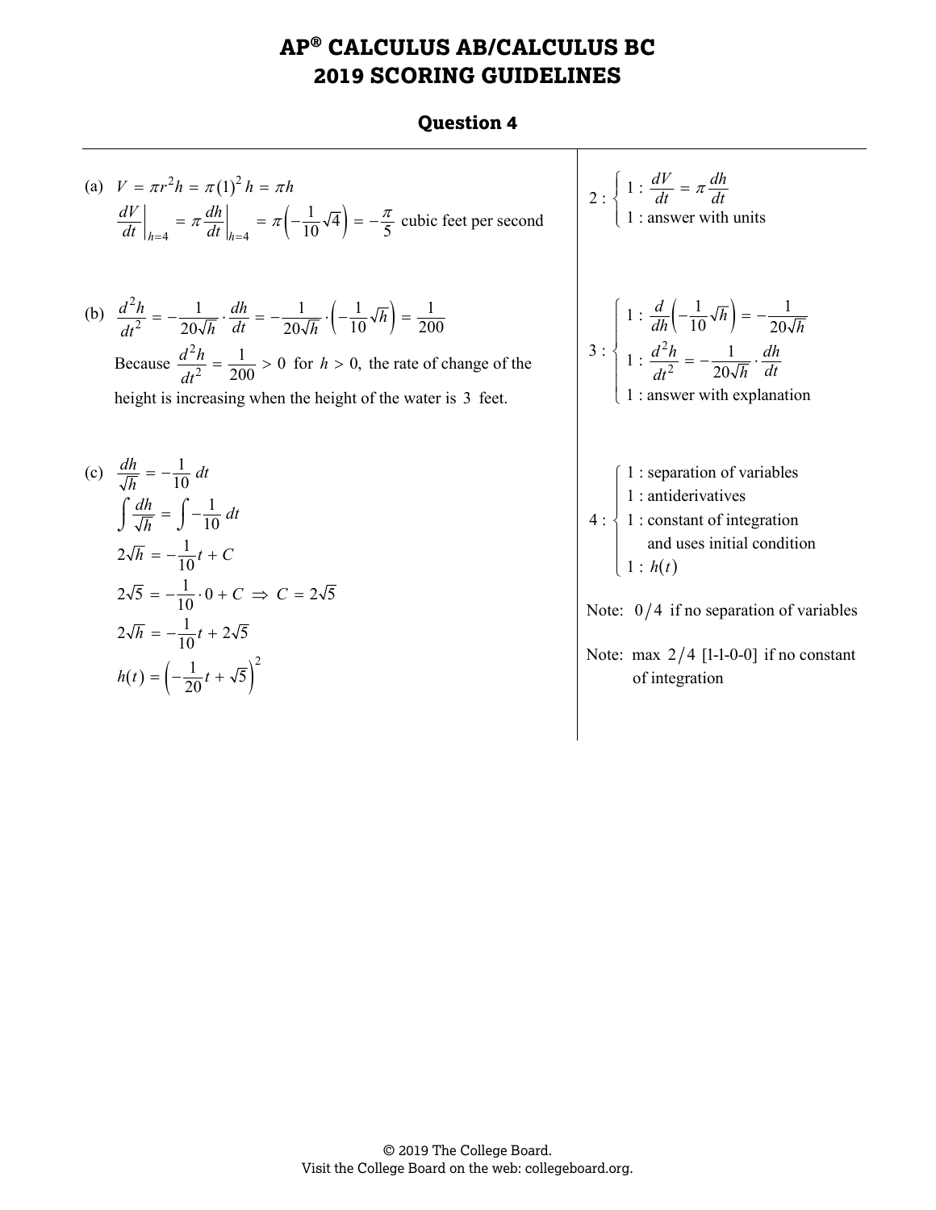# AP® CALCULUS AB/CALCULUS BC
# 2019 SCORING GUIDELINES

## Question 4

(a) $V = \pi r^2 h = \pi (1)^2 h = \pi h$

$$\left.\frac{dV}{dt}\right|_{h=4} = \pi \left.\frac{dh}{dt}\right|_{h=4} = \pi\left(-\frac{1}{10}\sqrt{4}\right) = -\frac{\pi}{5} \text{ cubic feet per second}$$

$2 : \begin{cases} 1 : \dfrac{dV}{dt} = \pi \dfrac{dh}{dt} \\ 1 : \text{answer with units} \end{cases}$

(b) $$\frac{d^2h}{dt^2} = -\frac{1}{20\sqrt{h}} \cdot \frac{dh}{dt} = -\frac{1}{20\sqrt{h}} \cdot \left(-\frac{1}{10}\sqrt{h}\right) = \frac{1}{200}$$

Because $\dfrac{d^2h}{dt^2} = \dfrac{1}{200} > 0$ for $h > 0,$ the rate of change of the height is increasing when the height of the water is $3$ feet.

$3 : \begin{cases} 1 : \dfrac{d}{dh}\left(-\dfrac{1}{10}\sqrt{h}\right) = -\dfrac{1}{20\sqrt{h}} \\ 1 : \dfrac{d^2h}{dt^2} = -\dfrac{1}{20\sqrt{h}} \cdot \dfrac{dh}{dt} \\ 1 : \text{answer with explanation} \end{cases}$

(c) $$\frac{dh}{\sqrt{h}} = -\frac{1}{10}\,dt$$

$$\int \frac{dh}{\sqrt{h}} = \int -\frac{1}{10}\,dt$$

$$2\sqrt{h} = -\frac{1}{10}t + C$$

$$2\sqrt{5} = -\frac{1}{10} \cdot 0 + C \Rightarrow C = 2\sqrt{5}$$

$$2\sqrt{h} = -\frac{1}{10}t + 2\sqrt{5}$$

$$h(t) = \left(-\frac{1}{20}t + \sqrt{5}\right)^2$$

$4 : \begin{cases} 1 : \text{separation of variables} \\ 1 : \text{antiderivatives} \\ 1 : \text{constant of integration and uses initial condition} \\ 1 : h(t) \end{cases}$

Note: $0/4$ if no separation of variables

Note: max $2/4$ [1-1-0-0] if no constant of integration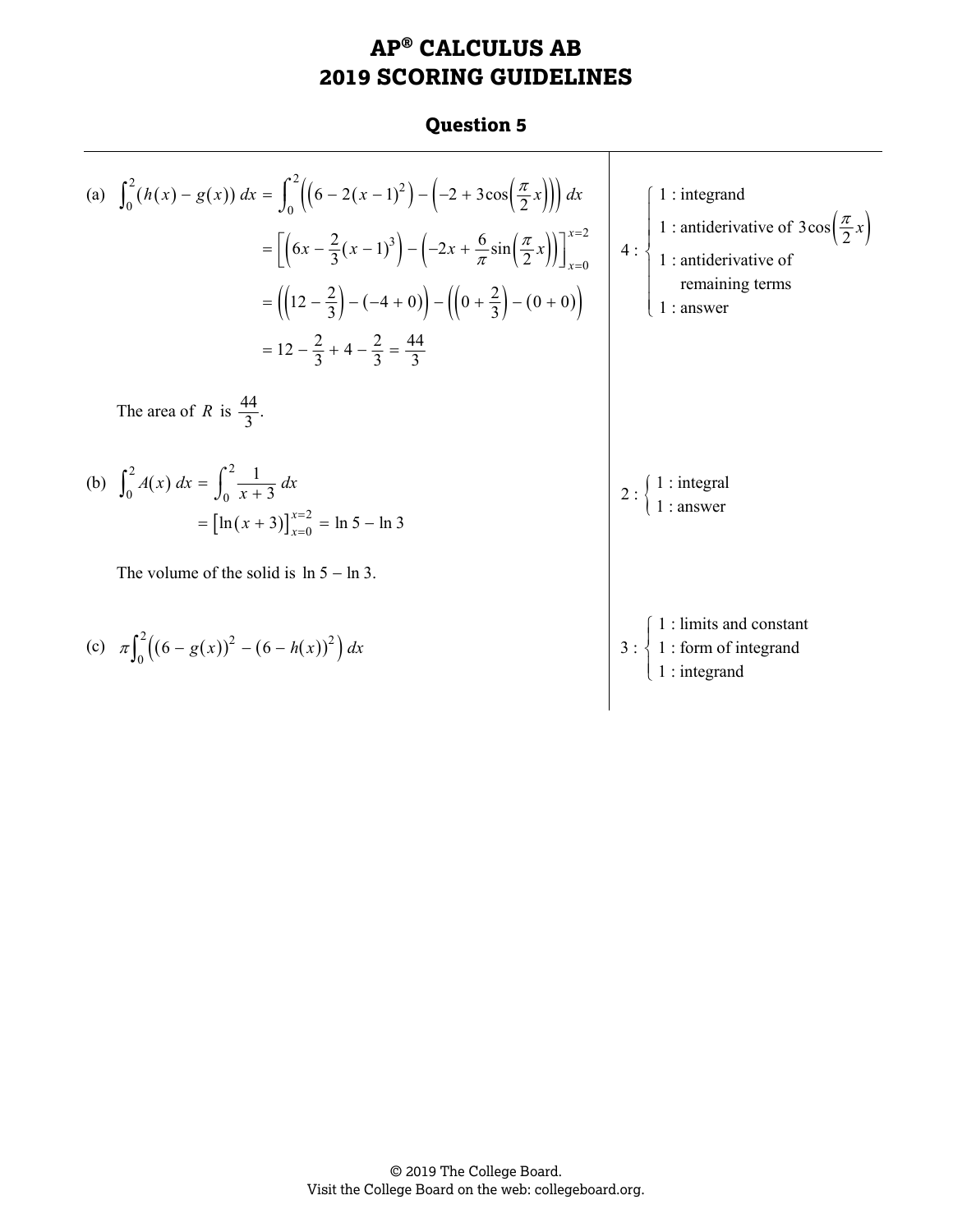# AP® CALCULUS AB
# 2019 SCORING GUIDELINES

## Question 5

(a) $\displaystyle\int_0^2 (h(x) - g(x))\,dx = \int_0^2 \left(\left(6 - 2(x-1)^2\right) - \left(-2 + 3\cos\left(\frac{\pi}{2}x\right)\right)\right) dx$

$$= \left[\left(6x - \frac{2}{3}(x-1)^3\right) - \left(-2x + \frac{6}{\pi}\sin\left(\frac{\pi}{2}x\right)\right)\right]_{x=0}^{x=2}$$

$$= \left(\left(12 - \frac{2}{3}\right) - (-4 + 0)\right) - \left(\left(0 + \frac{2}{3}\right) - (0 + 0)\right)$$

$$= 12 - \frac{2}{3} + 4 - \frac{2}{3} = \frac{44}{3}$$

The area of $R$ is $\frac{44}{3}$.

4 :
- 1 : integrand
- 1 : antiderivative of $3\cos\left(\frac{\pi}{2}x\right)$
- 1 : antiderivative of remaining terms
- 1 : answer

(b) $\displaystyle\int_0^2 A(x)\,dx = \int_0^2 \frac{1}{x+3}\,dx$

$$= \left[\ln(x+3)\right]_{x=0}^{x=2} = \ln 5 - \ln 3$$

The volume of the solid is $\ln 5 - \ln 3$.

2 :
- 1 : integral
- 1 : answer

(c) $\displaystyle\pi\int_0^2 \left((6 - g(x))^2 - (6 - h(x))^2\right) dx$

3 :
- 1 : limits and constant
- 1 : form of integrand
- 1 : integrand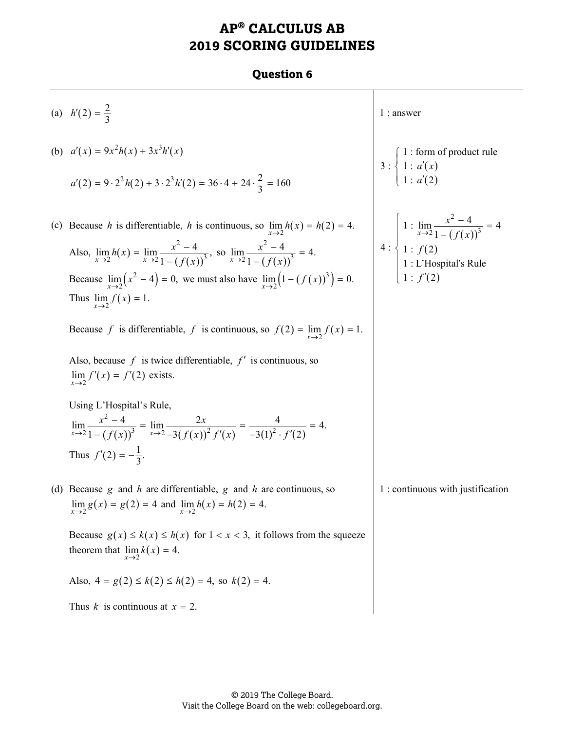# AP® CALCULUS AB
# 2019 SCORING GUIDELINES

## Question 6

(a) $h'(2) = \dfrac{2}{3}$

1 : answer

(b) $a'(x) = 9x^2 h(x) + 3x^3 h'(x)$

$$a'(2) = 9 \cdot 2^2 h(2) + 3 \cdot 2^3 h'(2) = 36 \cdot 4 + 24 \cdot \frac{2}{3} = 160$$

$3 : \begin{cases} 1 : \text{form of product rule} \\ 1 : a'(x) \\ 1 : a'(2) \end{cases}$

(c) Because $h$ is differentiable, $h$ is continuous, so $\lim\limits_{x \to 2} h(x) = h(2) = 4.$

Also, $\lim\limits_{x \to 2} h(x) = \lim\limits_{x \to 2} \dfrac{x^2 - 4}{1 - (f(x))^3}$, so $\lim\limits_{x \to 2} \dfrac{x^2 - 4}{1 - (f(x))^3} = 4.$

Because $\lim\limits_{x \to 2} \left(x^2 - 4\right) = 0,$ we must also have $\lim\limits_{x \to 2} \left(1 - (f(x))^3\right) = 0.$ Thus $\lim\limits_{x \to 2} f(x) = 1.$

Because $f$ is differentiable, $f$ is continuous, so $f(2) = \lim\limits_{x \to 2} f(x) = 1.$

Also, because $f$ is twice differentiable, $f'$ is continuous, so $\lim\limits_{x \to 2} f'(x) = f'(2)$ exists.

Using L'Hospital's Rule,

$$\lim_{x \to 2} \frac{x^2 - 4}{1 - (f(x))^3} = \lim_{x \to 2} \frac{2x}{-3(f(x))^2 f'(x)} = \frac{4}{-3(1)^2 \cdot f'(2)} = 4.$$

Thus $f'(2) = -\dfrac{1}{3}.$

$4 : \begin{cases} 1 : \lim\limits_{x \to 2} \dfrac{x^2 - 4}{1 - (f(x))^3} = 4 \\ 1 : f(2) \\ 1 : \text{L'Hospital's Rule} \\ 1 : f'(2) \end{cases}$

(d) Because $g$ and $h$ are differentiable, $g$ and $h$ are continuous, so $\lim\limits_{x \to 2} g(x) = g(2) = 4$ and $\lim\limits_{x \to 2} h(x) = h(2) = 4.$

Because $g(x) \le k(x) \le h(x)$ for $1 < x < 3,$ it follows from the squeeze theorem that $\lim\limits_{x \to 2} k(x) = 4.$

Also, $4 = g(2) \le k(2) \le h(2) = 4,$ so $k(2) = 4.$

Thus $k$ is continuous at $x = 2.$

1 : continuous with justification